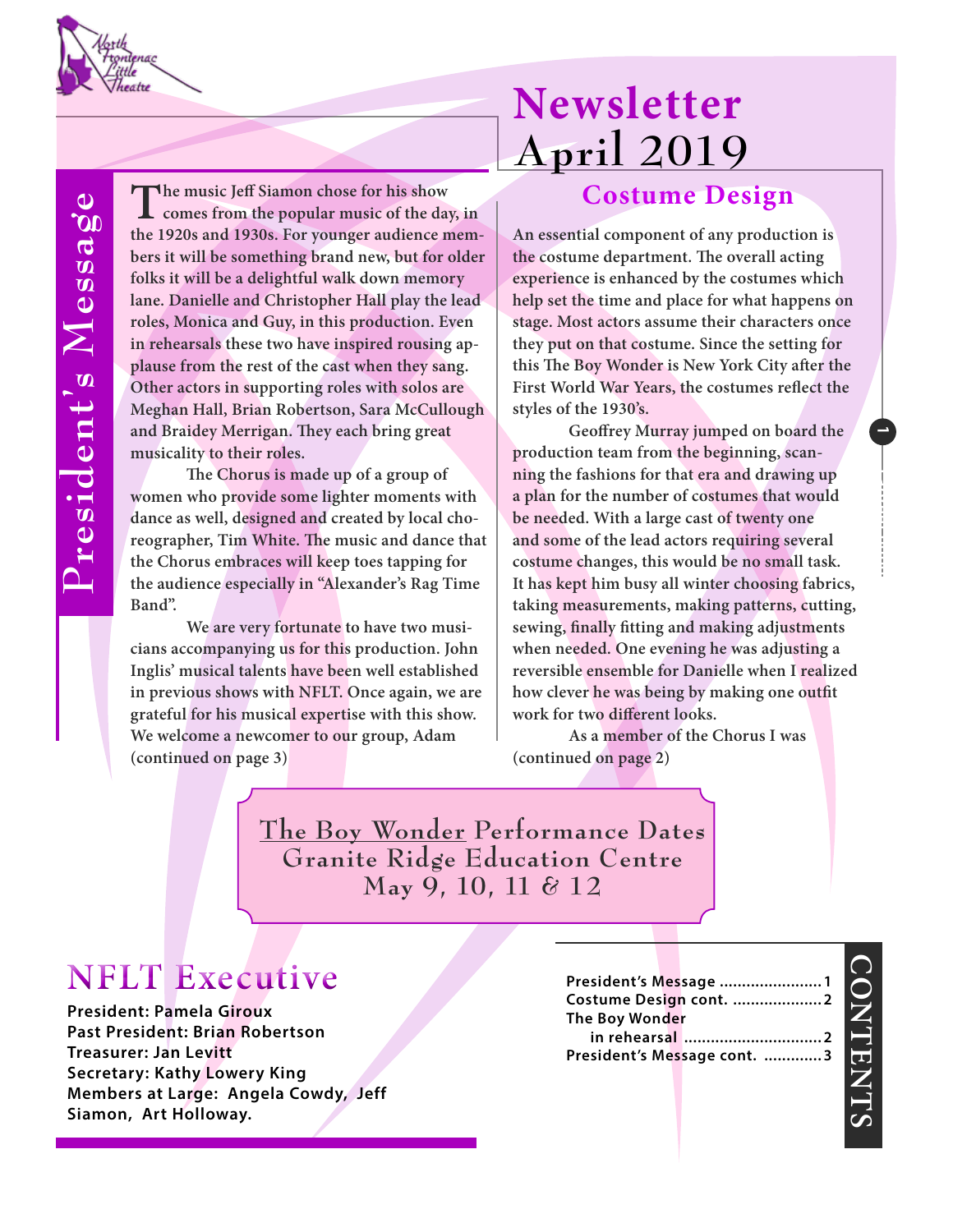North Frontenac Little Theatre

# Newsletter April 2019

## President's Message

The music Jeff Siamon chose for his show comes from the popular music of the day, in the 1920s and 1930s. For younger audience members it will be something brand new, but for older folks it will be a delightful walk down memory lane. Danielle and Christopher Hall play the lead roles, Monica and Guy, in this production. Even in rehearsals these two have inspired rousing applause from the rest of the cast when they sang. Other actors in supporting roles with solos are Meghan Hall, Brian Robertson, Sara McCullough and Braidey Merrigan. They each bring great musicality to their roles.

The Chorus is made up of a group of women who provide some lighter moments with dance as well, designed and created by local choreographer, Tim White. The music and dance that the Chorus embraces will keep toes tapping for the audience especially in "Alexander's Rag Time Band".

We are very fortunate to have two musicians accompanying us for this production. John Inglis' musical talents have been well established in previous shows with NFLT. Once again, we are grateful for his musical expertise with this show. We welcome a newcomer to our group, Adam (continued on page 3)

## Costume Design

An essential component of any production is the costume department. The overall acting experience is enhanced by the costumes which help set the time and place for what happens on stage. Most actors assume their characters once they put on that costume. Since the setting for this The Boy Wonder is New York City after the First World War Years, the costumes reflect the styles of the 1930's.

Geoffrey Murray jumped on board the production team from the beginning, scanning the fashions for that era and drawing up a plan for the number of costumes that would be needed. With a large cast of twenty one and some of the lead actors requiring several costume changes, this would be no small task. It has kept him busy all winter choosing fabrics, taking measurements, making patterns, cutting, sewing, finally fitting and making adjustments when needed. One evening he was adjusting a reversible ensemble for Danielle when I realized how clever he was being by making one outfit work for two different looks.

As a member of the Chorus I was (continued on page 2)

**The Boy Wonder Performance Dates**
**Granite Ridge Education Centre**
**May 9, 10, 11 & 12**

## NFLT Executive

**President: Pamela Giroux**
**Past President: Brian Robertson**
**Treasurer: Jan Levitt**
**Secretary: Kathy Lowery King**
**Members at Large: Angela Cowdy, Jeff Siamon, Art Holloway.**

## CONTENTS

- President's Message ....................... 1
- Costume Design cont. .................... 2
- The Boy Wonder in rehearsal .............................. 2
- President's Message cont. ............. 3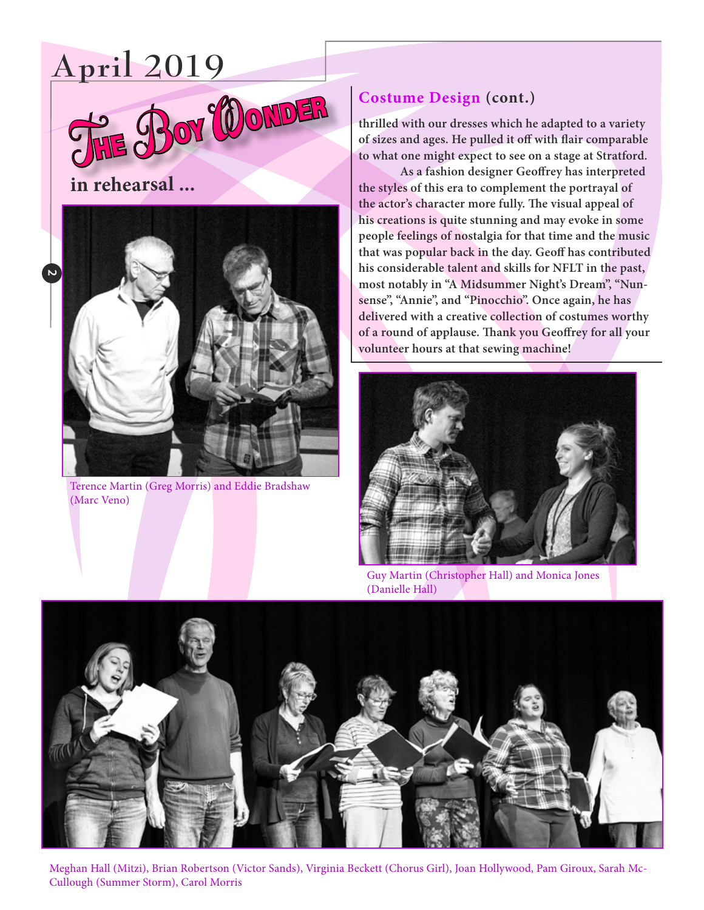# April 2019

## The Boy Wonder

### in rehearsal ...

Terence Martin (Greg Morris) and Eddie Bradshaw (Marc Veno)

## Costume Design (cont.)

**thrilled with our dresses which he adapted to a variety of sizes and ages. He pulled it off with flair comparable to what one might expect to see on a stage at Stratford.**

**As a fashion designer Geoffrey has interpreted the styles of this era to complement the portrayal of the actor's character more fully. The visual appeal of his creations is quite stunning and may evoke in some people feelings of nostalgia for that time and the music that was popular back in the day. Geoff has contributed his considerable talent and skills for NFLT in the past, most notably in "A Midsummer Night's Dream", "Nun-sense", "Annie", and "Pinocchio". Once again, he has delivered with a creative collection of costumes worthy of a round of applause. Thank you Geoffrey for all your volunteer hours at that sewing machine!**

Guy Martin (Christopher Hall) and Monica Jones (Danielle Hall)

Meghan Hall (Mitzi), Brian Robertson (Victor Sands), Virginia Beckett (Chorus Girl), Joan Hollywood, Pam Giroux, Sarah Mc-Cullough (Summer Storm), Carol Morris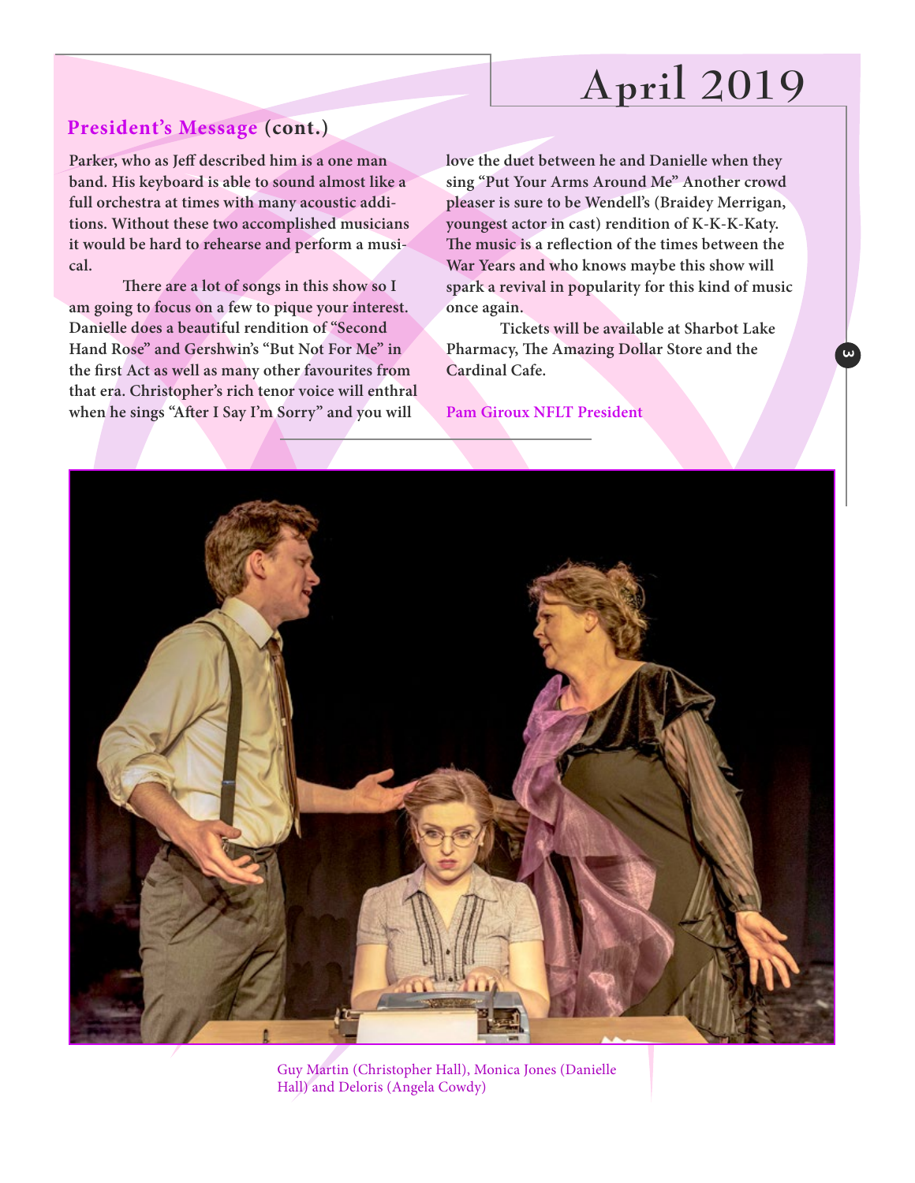## President's Message (cont.)

Parker, who as Jeff described him is a one man band. His keyboard is able to sound almost like a full orchestra at times with many acoustic additions. Without these two accomplished musicians it would be hard to rehearse and perform a musical.

There are a lot of songs in this show so I am going to focus on a few to pique your interest. Danielle does a beautiful rendition of "Second Hand Rose" and Gershwin's "But Not For Me" in the first Act as well as many other favourites from that era. Christopher's rich tenor voice will enthral when he sings "After I Say I'm Sorry" and you will love the duet between he and Danielle when they sing "Put Your Arms Around Me" Another crowd pleaser is sure to be Wendell's (Braidey Merrigan, youngest actor in cast) rendition of K-K-K-Katy. The music is a reflection of the times between the War Years and who knows maybe this show will spark a revival in popularity for this kind of music once again.

Tickets will be available at Sharbot Lake Pharmacy, The Amazing Dollar Store and the Cardinal Cafe.

Pam Giroux NFLT President

Guy Martin (Christopher Hall), Monica Jones (Danielle Hall) and Deloris (Angela Cowdy)